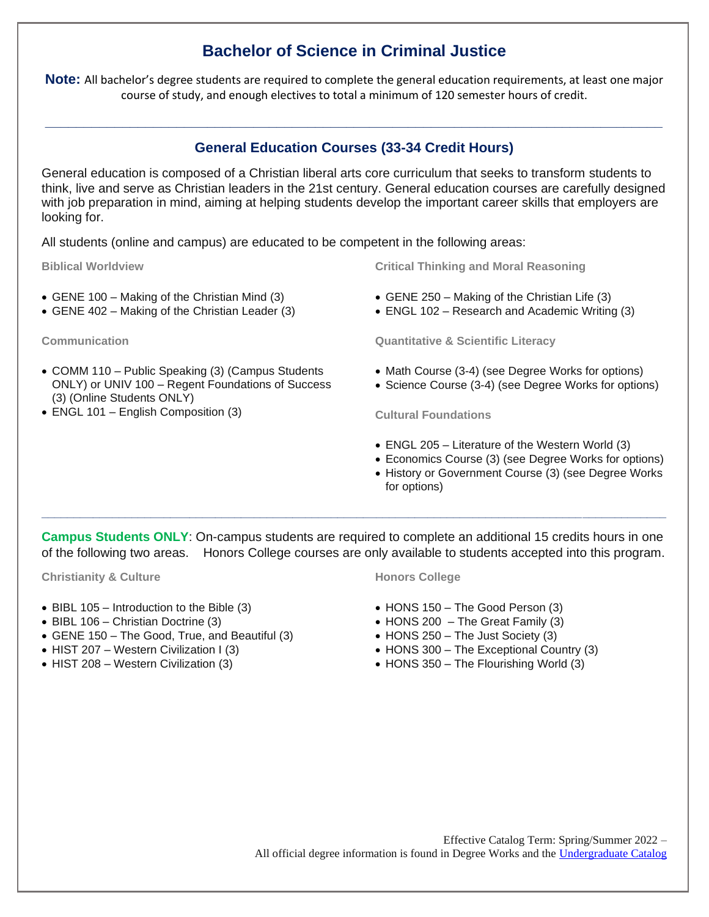# Bachelor of Science in Criminal Justice

**Note:** All bachelor's degree students are required to complete the general education requirements, at least one major course of study, and enough electives to total a minimum of 120 semester hours of credit.

---

## General Education Courses (33-34 Credit Hours)

General education is composed of a Christian liberal arts core curriculum that seeks to transform students to think, live and serve as Christian leaders in the 21st century. General education courses are carefully designed with job preparation in mind, aiming at helping students develop the important career skills that employers are looking for.

All students (online and campus) are educated to be competent in the following areas:

### Biblical Worldview

- GENE 100 – Making of the Christian Mind (3)
- GENE 402 – Making of the Christian Leader (3)

### Communication

- COMM 110 – Public Speaking (3) (Campus Students ONLY) or UNIV 100 – Regent Foundations of Success (3) (Online Students ONLY)
- ENGL 101 – English Composition (3)

### Critical Thinking and Moral Reasoning

- GENE 250 – Making of the Christian Life (3)
- ENGL 102 – Research and Academic Writing (3)

### Quantitative & Scientific Literacy

- Math Course (3-4) (see Degree Works for options)
- Science Course (3-4) (see Degree Works for options)

### Cultural Foundations

- ENGL 205 – Literature of the Western World (3)
- Economics Course (3) (see Degree Works for options)
- History or Government Course (3) (see Degree Works for options)

---

**Campus Students ONLY**: On-campus students are required to complete an additional 15 credits hours in one of the following two areas. Honors College courses are only available to students accepted into this program.

### Christianity & Culture

- BIBL 105 – Introduction to the Bible (3)
- BIBL 106 – Christian Doctrine (3)
- GENE 150 – The Good, True, and Beautiful (3)
- HIST 207 – Western Civilization I (3)
- HIST 208 – Western Civilization (3)

### Honors College

- HONS 150 – The Good Person (3)
- HONS 200 – The Great Family (3)
- HONS 250 – The Just Society (3)
- HONS 300 – The Exceptional Country (3)
- HONS 350 – The Flourishing World (3)

Effective Catalog Term: Spring/Summer 2022 –
All official degree information is found in Degree Works and the Undergraduate Catalog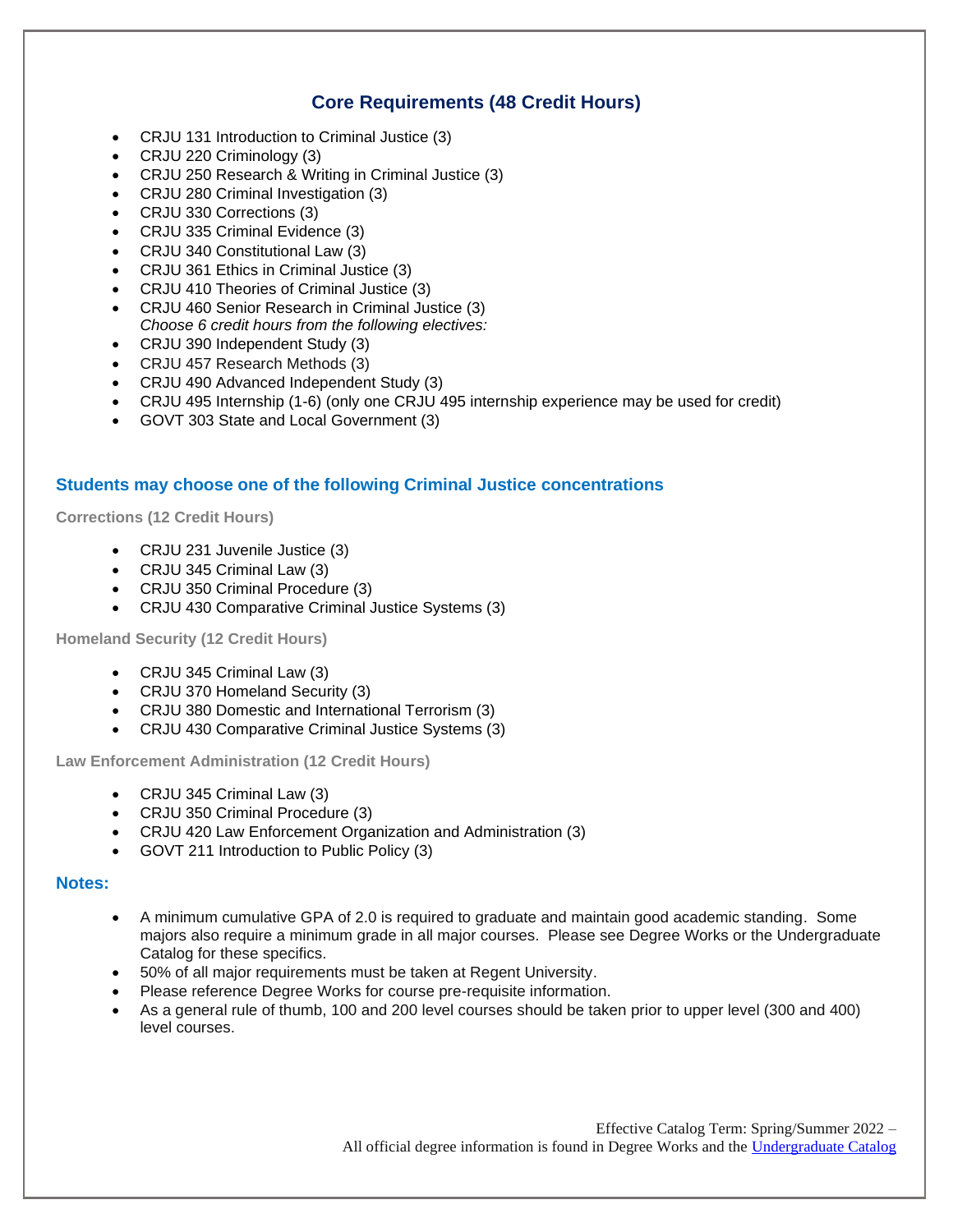## Core Requirements (48 Credit Hours)

- CRJU 131 Introduction to Criminal Justice (3)
- CRJU 220 Criminology (3)
- CRJU 250 Research & Writing in Criminal Justice (3)
- CRJU 280 Criminal Investigation (3)
- CRJU 330 Corrections (3)
- CRJU 335 Criminal Evidence (3)
- CRJU 340 Constitutional Law (3)
- CRJU 361 Ethics in Criminal Justice (3)
- CRJU 410 Theories of Criminal Justice (3)
- CRJU 460 Senior Research in Criminal Justice (3)
  *Choose 6 credit hours from the following electives:*
- CRJU 390 Independent Study (3)
- CRJU 457 Research Methods (3)
- CRJU 490 Advanced Independent Study (3)
- CRJU 495 Internship (1-6) (only one CRJU 495 internship experience may be used for credit)
- GOVT 303 State and Local Government (3)

### Students may choose one of the following Criminal Justice concentrations

**Corrections (12 Credit Hours)**

- CRJU 231 Juvenile Justice (3)
- CRJU 345 Criminal Law (3)
- CRJU 350 Criminal Procedure (3)
- CRJU 430 Comparative Criminal Justice Systems (3)

**Homeland Security (12 Credit Hours)**

- CRJU 345 Criminal Law (3)
- CRJU 370 Homeland Security (3)
- CRJU 380 Domestic and International Terrorism (3)
- CRJU 430 Comparative Criminal Justice Systems (3)

**Law Enforcement Administration (12 Credit Hours)**

- CRJU 345 Criminal Law (3)
- CRJU 350 Criminal Procedure (3)
- CRJU 420 Law Enforcement Organization and Administration (3)
- GOVT 211 Introduction to Public Policy (3)

### Notes:

- A minimum cumulative GPA of 2.0 is required to graduate and maintain good academic standing. Some majors also require a minimum grade in all major courses. Please see Degree Works or the Undergraduate Catalog for these specifics.
- 50% of all major requirements must be taken at Regent University.
- Please reference Degree Works for course pre-requisite information.
- As a general rule of thumb, 100 and 200 level courses should be taken prior to upper level (300 and 400) level courses.

Effective Catalog Term: Spring/Summer 2022 –
All official degree information is found in Degree Works and the Undergraduate Catalog